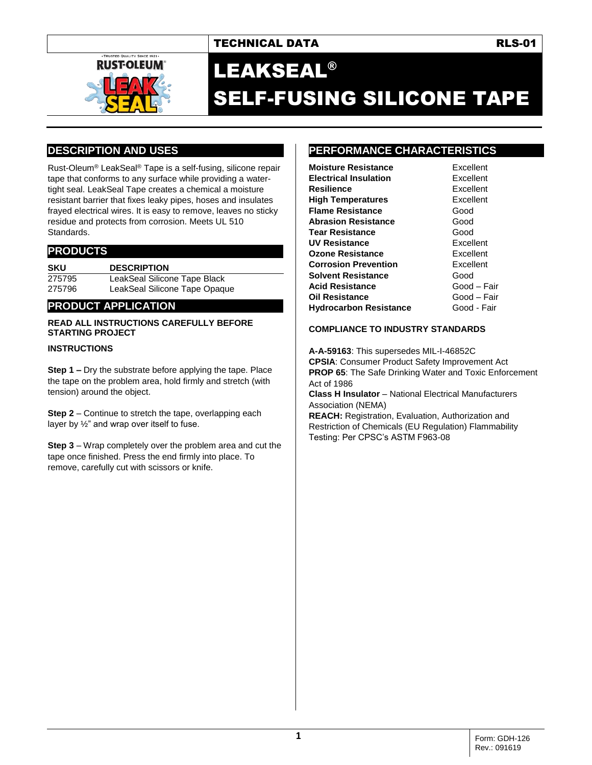TECHNICAL DATA RLS-01

# LEAKSEAL® SELF-FUSING SILICONE TAPE

## DESCRIPTION AND USES

Rust-Oleum® LeakSeal® Tape is a self-fusing, silicone repair tape that conforms to any surface while providing a water-tight seal. LeakSeal Tape creates a chemical a moisture resistant barrier that fixes leaky pipes, hoses and insulates frayed electrical wires. It is easy to remove, leaves no sticky residue and protects from corrosion. Meets UL 510 Standards.

## PRODUCTS

| SKU | DESCRIPTION |
| --- | --- |
| 275795 | LeakSeal Silicone Tape Black |
| 275796 | LeakSeal Silicone Tape Opaque |

## PRODUCT APPLICATION

**READ ALL INSTRUCTIONS CAREFULLY BEFORE STARTING PROJECT**

**INSTRUCTIONS**

**Step 1 –** Dry the substrate before applying the tape. Place the tape on the problem area, hold firmly and stretch (with tension) around the object.

**Step 2** – Continue to stretch the tape, overlapping each layer by ½" and wrap over itself to fuse.

**Step 3** – Wrap completely over the problem area and cut the tape once finished. Press the end firmly into place. To remove, carefully cut with scissors or knife.

## PERFORMANCE CHARACTERISTICS

| | |
| --- | --- |
| **Moisture Resistance** | Excellent |
| **Electrical Insulation** | Excellent |
| **Resilience** | Excellent |
| **High Temperatures** | Excellent |
| **Flame Resistance** | Good |
| **Abrasion Resistance** | Good |
| **Tear Resistance** | Good |
| **UV Resistance** | Excellent |
| **Ozone Resistance** | Excellent |
| **Corrosion Prevention** | Excellent |
| **Solvent Resistance** | Good |
| **Acid Resistance** | Good – Fair |
| **Oil Resistance** | Good – Fair |
| **Hydrocarbon Resistance** | Good - Fair |

**COMPLIANCE TO INDUSTRY STANDARDS**

**A-A-59163**: This supersedes MIL-I-46852C
**CPSIA**: Consumer Product Safety Improvement Act
**PROP 65**: The Safe Drinking Water and Toxic Enforcement Act of 1986
**Class H Insulator** – National Electrical Manufacturers Association (NEMA)
**REACH:** Registration, Evaluation, Authorization and Restriction of Chemicals (EU Regulation) Flammability Testing: Per CPSC's ASTM F963-08

Form: GDH-126
Rev.: 091619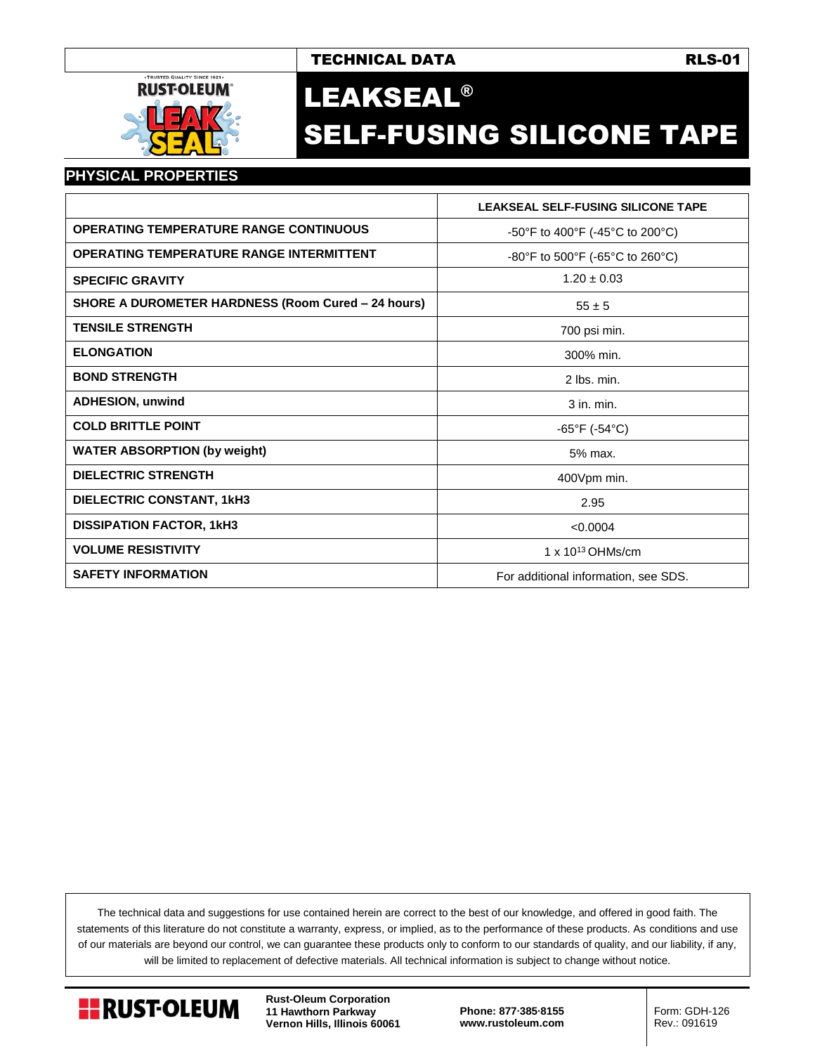TECHNICAL DATA RLS-01

# LEAKSEAL® SELF-FUSING SILICONE TAPE

## PHYSICAL PROPERTIES

| | LEAKSEAL SELF-FUSING SILICONE TAPE |
|---|---|
| **OPERATING TEMPERATURE RANGE CONTINUOUS** | -50°F to 400°F (-45°C to 200°C) |
| **OPERATING TEMPERATURE RANGE INTERMITTENT** | -80°F to 500°F (-65°C to 260°C) |
| **SPECIFIC GRAVITY** | 1.20 ± 0.03 |
| **SHORE A DUROMETER HARDNESS (Room Cured – 24 hours)** | 55 ± 5 |
| **TENSILE STRENGTH** | 700 psi min. |
| **ELONGATION** | 300% min. |
| **BOND STRENGTH** | 2 lbs. min. |
| **ADHESION, unwind** | 3 in. min. |
| **COLD BRITTLE POINT** | -65°F (-54°C) |
| **WATER ABSORPTION (by weight)** | 5% max. |
| **DIELECTRIC STRENGTH** | 400Vpm min. |
| **DIELECTRIC CONSTANT, 1kH3** | 2.95 |
| **DISSIPATION FACTOR, 1kH3** | <0.0004 |
| **VOLUME RESISTIVITY** | 1 x $10^{13}$ OHMs/cm |
| **SAFETY INFORMATION** | For additional information, see SDS. |

The technical data and suggestions for use contained herein are correct to the best of our knowledge, and offered in good faith. The statements of this literature do not constitute a warranty, express, or implied, as to the performance of these products. As conditions and use of our materials are beyond our control, we can guarantee these products only to conform to our standards of quality, and our liability, if any, will be limited to replacement of defective materials. All technical information is subject to change without notice.

**Rust-Oleum Corporation**
**11 Hawthorn Parkway**
**Vernon Hills, Illinois 60061**

**Phone: 877·385·8155**
**www.rustoleum.com**

Form: GDH-126
Rev.: 091619